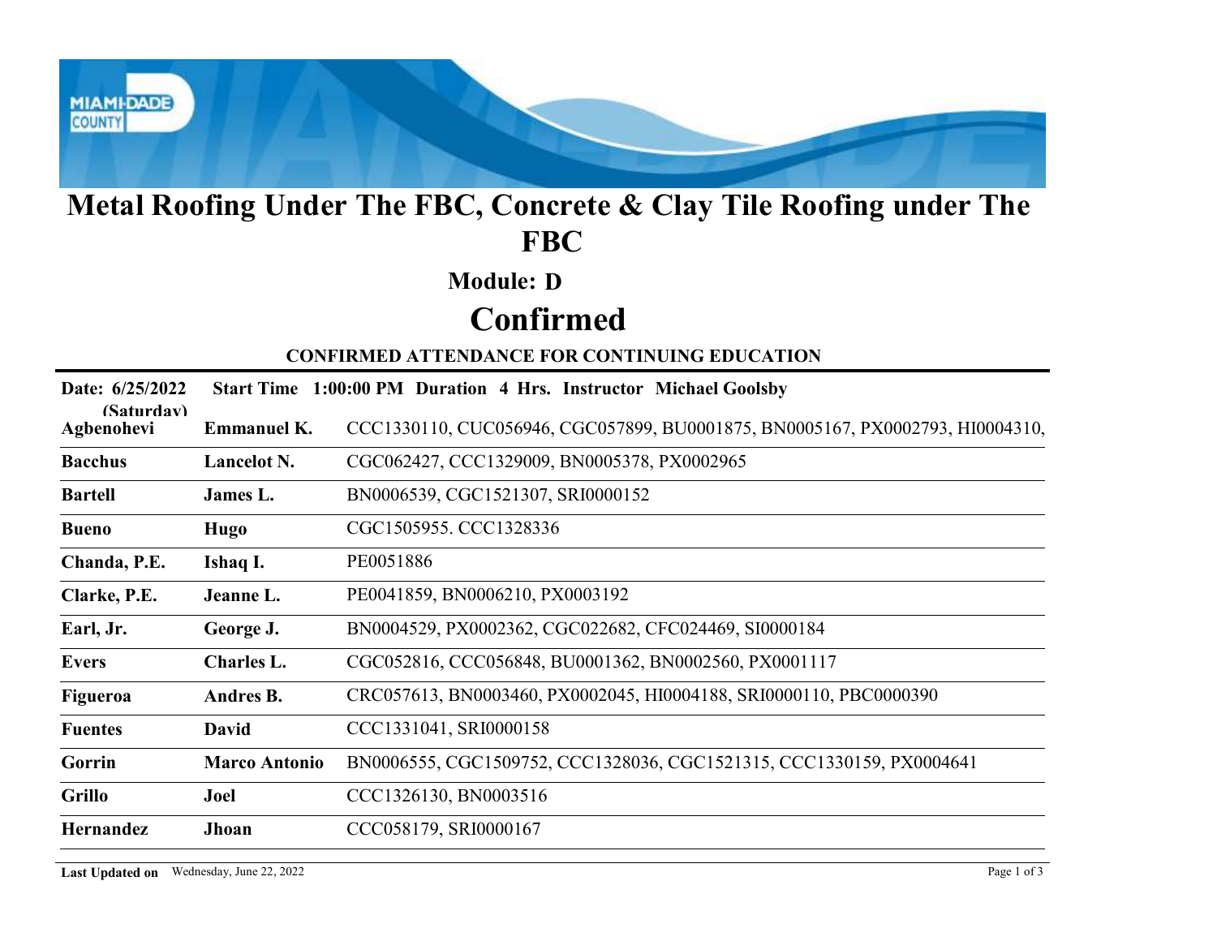# Metal Roofing Under The FBC, Concrete & Clay Tile Roofing under The FBC

## Module: D

# Confirmed

### CONFIRMED ATTENDANCE FOR CONTINUING EDUCATION

**Date: 6/25/2022 (Saturday)** **Start Time 1:00:00 PM Duration 4 Hrs. Instructor Michael Goolsby**

| Last Name | First Name | Licenses |
|---|---|---|
| **Agbenohevi** | **Emmanuel K.** | CCC1330110, CUC056946, CGC057899, BU0001875, BN0005167, PX0002793, HI0004310, |
| **Bacchus** | **Lancelot N.** | CGC062427, CCC1329009, BN0005378, PX0002965 |
| **Bartell** | **James L.** | BN0006539, CGC1521307, SRI0000152 |
| **Bueno** | **Hugo** | CGC1505955. CCC1328336 |
| **Chanda, P.E.** | **Ishaq I.** | PE0051886 |
| **Clarke, P.E.** | **Jeanne L.** | PE0041859, BN0006210, PX0003192 |
| **Earl, Jr.** | **George J.** | BN0004529, PX0002362, CGC022682, CFC024469, SI0000184 |
| **Evers** | **Charles L.** | CGC052816, CCC056848, BU0001362, BN0002560, PX0001117 |
| **Figueroa** | **Andres B.** | CRC057613, BN0003460, PX0002045, HI0004188, SRI0000110, PBC0000390 |
| **Fuentes** | **David** | CCC1331041, SRI0000158 |
| **Gorrin** | **Marco Antonio** | BN0006555, CGC1509752, CCC1328036, CGC1521315, CCC1330159, PX0004641 |
| **Grillo** | **Joel** | CCC1326130, BN0003516 |
| **Hernandez** | **Jhoan** | CCC058179, SRI0000167 |

**Last Updated on** Wednesday, June 22, 2022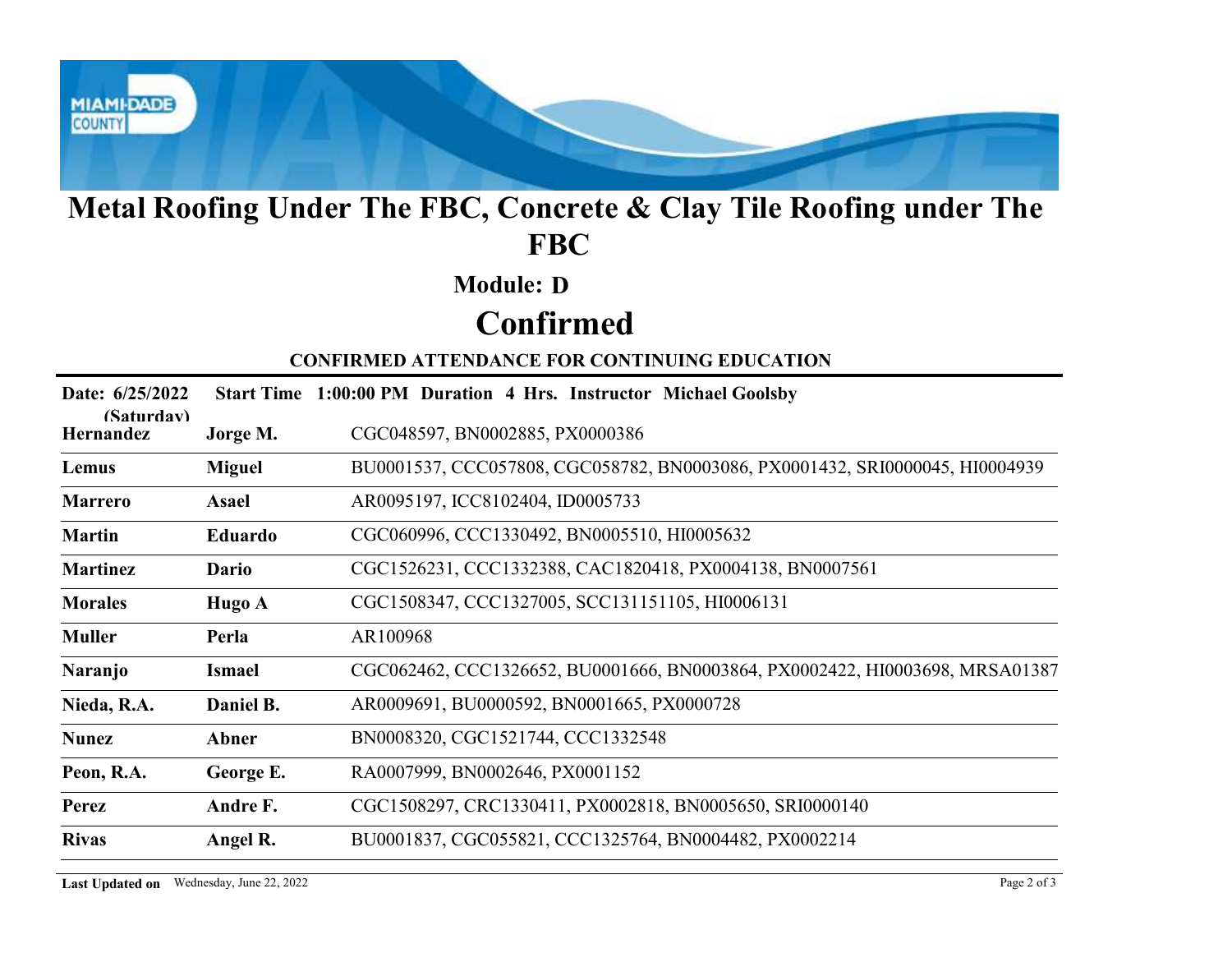# Metal Roofing Under The FBC, Concrete & Clay Tile Roofing under The FBC

## Module: D

## Confirmed

**CONFIRMED ATTENDANCE FOR CONTINUING EDUCATION**

**Date: 6/25/2022 (Saturday)** **Start Time 1:00:00 PM Duration 4 Hrs. Instructor Michael Goolsby**

| Last Name | First Name | Licenses |
|---|---|---|
| **Hernandez** | **Jorge M.** | CGC048597, BN0002885, PX0000386 |
| **Lemus** | **Miguel** | BU0001537, CCC057808, CGC058782, BN0003086, PX0001432, SRI0000045, HI0004939 |
| **Marrero** | **Asael** | AR0095197, ICC8102404, ID0005733 |
| **Martin** | **Eduardo** | CGC060996, CCC1330492, BN0005510, HI0005632 |
| **Martinez** | **Dario** | CGC1526231, CCC1332388, CAC1820418, PX0004138, BN0007561 |
| **Morales** | **Hugo A** | CGC1508347, CCC1327005, SCC131151105, HI0006131 |
| **Muller** | **Perla** | AR100968 |
| **Naranjo** | **Ismael** | CGC062462, CCC1326652, BU0001666, BN0003864, PX0002422, HI0003698, MRSA01387 |
| **Nieda, R.A.** | **Daniel B.** | AR0009691, BU0000592, BN0001665, PX0000728 |
| **Nunez** | **Abner** | BN0008320, CGC1521744, CCC1332548 |
| **Peon, R.A.** | **George E.** | RA0007999, BN0002646, PX0001152 |
| **Perez** | **Andre F.** | CGC1508297, CRC1330411, PX0002818, BN0005650, SRI0000140 |
| **Rivas** | **Angel R.** | BU0001837, CGC055821, CCC1325764, BN0004482, PX0002214 |

**Last Updated on** Wednesday, June 22, 2022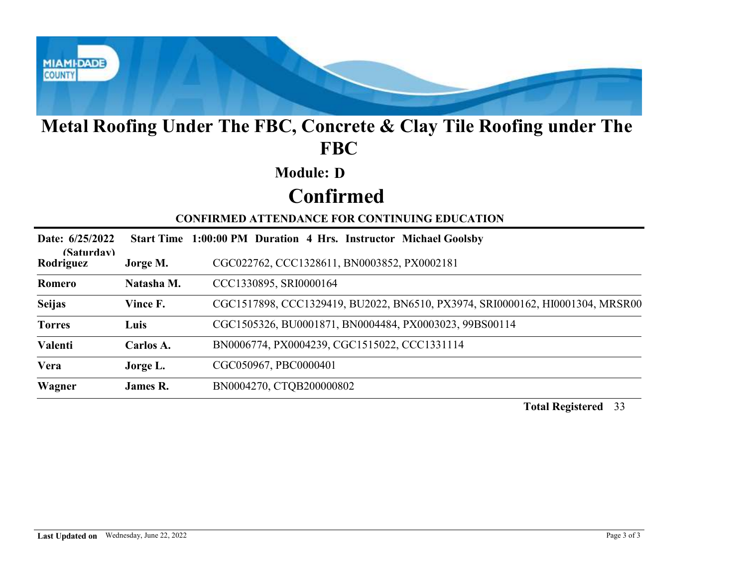# Metal Roofing Under The FBC, Concrete & Clay Tile Roofing under The FBC

## Module: D

## Confirmed

### CONFIRMED ATTENDANCE FOR CONTINUING EDUCATION

**Date: 6/25/2022 (Saturday)** **Start Time** 1:00:00 PM **Duration** 4 Hrs. **Instructor** Michael Goolsby

| | | |
|---|---|---|
| **Rodriguez** | **Jorge M.** | CGC022762, CCC1328611, BN0003852, PX0002181 |
| **Romero** | **Natasha M.** | CCC1330895, SRI0000164 |
| **Seijas** | **Vince F.** | CGC1517898, CCC1329419, BU2022, BN6510, PX3974, SRI0000162, HI0001304, MRSR00 |
| **Torres** | **Luis** | CGC1505326, BU0001871, BN0004484, PX0003023, 99BS00114 |
| **Valenti** | **Carlos A.** | BN0006774, PX0004239, CGC1515022, CCC1331114 |
| **Vera** | **Jorge L.** | CGC050967, PBC0000401 |
| **Wagner** | **James R.** | BN0004270, CTQB200000802 |

**Total Registered** 33

**Last Updated on** Wednesday, June 22, 2022